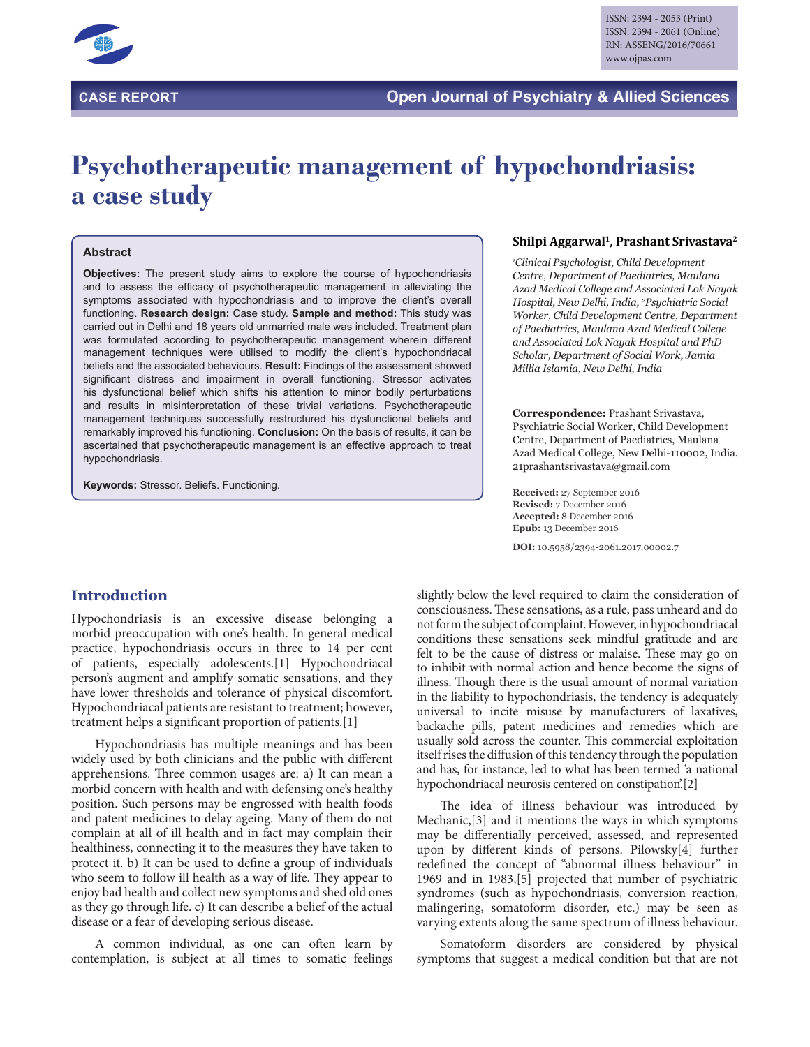CASE REPORT

Open Journal of Psychiatry & Allied Sciences

ISSN: 2394 - 2053 (Print)
ISSN: 2394 - 2061 (Online)
RN: ASSENG/2016/70661
www.ojpas.com

# Psychotherapeutic management of hypochondriasis: a case study

**Shilpi Aggarwal[1], Prashant Srivastava[2]**

*[1]Clinical Psychologist, Child Development Centre, Department of Paediatrics, Maulana Azad Medical College and Associated Lok Nayak Hospital, New Delhi, India, [2]Psychiatric Social Worker, Child Development Centre, Department of Paediatrics, Maulana Azad Medical College and Associated Lok Nayak Hospital and PhD Scholar, Department of Social Work, Jamia Millia Islamia, New Delhi, India*

**Correspondence:** Prashant Srivastava, Psychiatric Social Worker, Child Development Centre, Department of Paediatrics, Maulana Azad Medical College, New Delhi-110002, India. 21prashantsrivastava@gmail.com

**Received:** 27 September 2016
**Revised:** 7 December 2016
**Accepted:** 8 December 2016
**Epub:** 13 December 2016

**DOI:** 10.5958/2394-2061.2017.00002.7

## Abstract

**Objectives:** The present study aims to explore the course of hypochondriasis and to assess the efficacy of psychotherapeutic management in alleviating the symptoms associated with hypochondriasis and to improve the client's overall functioning. **Research design:** Case study. **Sample and method:** This study was carried out in Delhi and 18 years old unmarried male was included. Treatment plan was formulated according to psychotherapeutic management wherein different management techniques were utilised to modify the client's hypochondriacal beliefs and the associated behaviours. **Result:** Findings of the assessment showed significant distress and impairment in overall functioning. Stressor activates his dysfunctional belief which shifts his attention to minor bodily perturbations and results in misinterpretation of these trivial variations. Psychotherapeutic management techniques successfully restructured his dysfunctional beliefs and remarkably improved his functioning. **Conclusion:** On the basis of results, it can be ascertained that psychotherapeutic management is an effective approach to treat hypochondriasis.

**Keywords:** Stressor. Beliefs. Functioning.

## Introduction

Hypochondriasis is an excessive disease belonging a morbid preoccupation with one's health. In general medical practice, hypochondriasis occurs in three to 14 per cent of patients, especially adolescents.[1] Hypochondriacal person's augment and amplify somatic sensations, and they have lower thresholds and tolerance of physical discomfort. Hypochondriacal patients are resistant to treatment; however, treatment helps a significant proportion of patients.[1]

Hypochondriasis has multiple meanings and has been widely used by both clinicians and the public with different apprehensions. Three common usages are: a) It can mean a morbid concern with health and with defensing one's healthy position. Such persons may be engrossed with health foods and patent medicines to delay ageing. Many of them do not complain at all of ill health and in fact may complain their healthiness, connecting it to the measures they have taken to protect it. b) It can be used to define a group of individuals who seem to follow ill health as a way of life. They appear to enjoy bad health and collect new symptoms and shed old ones as they go through life. c) It can describe a belief of the actual disease or a fear of developing serious disease.

A common individual, as one can often learn by contemplation, is subject at all times to somatic feelings slightly below the level required to claim the consideration of consciousness. These sensations, as a rule, pass unheard and do not form the subject of complaint. However, in hypochondriacal conditions these sensations seek mindful gratitude and are felt to be the cause of distress or malaise. These may go on to inhibit with normal action and hence become the signs of illness. Though there is the usual amount of normal variation in the liability to hypochondriasis, the tendency is adequately universal to incite misuse by manufacturers of laxatives, backache pills, patent medicines and remedies which are usually sold across the counter. This commercial exploitation itself rises the diffusion of this tendency through the population and has, for instance, led to what has been termed 'a national hypochondriacal neurosis centered on constipation'.[2]

The idea of illness behaviour was introduced by Mechanic,[3] and it mentions the ways in which symptoms may be differentially perceived, assessed, and represented upon by different kinds of persons. Pilowsky[4] further redefined the concept of "abnormal illness behaviour" in 1969 and in 1983,[5] projected that number of psychiatric syndromes (such as hypochondriasis, conversion reaction, malingering, somatoform disorder, etc.) may be seen as varying extents along the same spectrum of illness behaviour.

Somatoform disorders are considered by physical symptoms that suggest a medical condition but that are not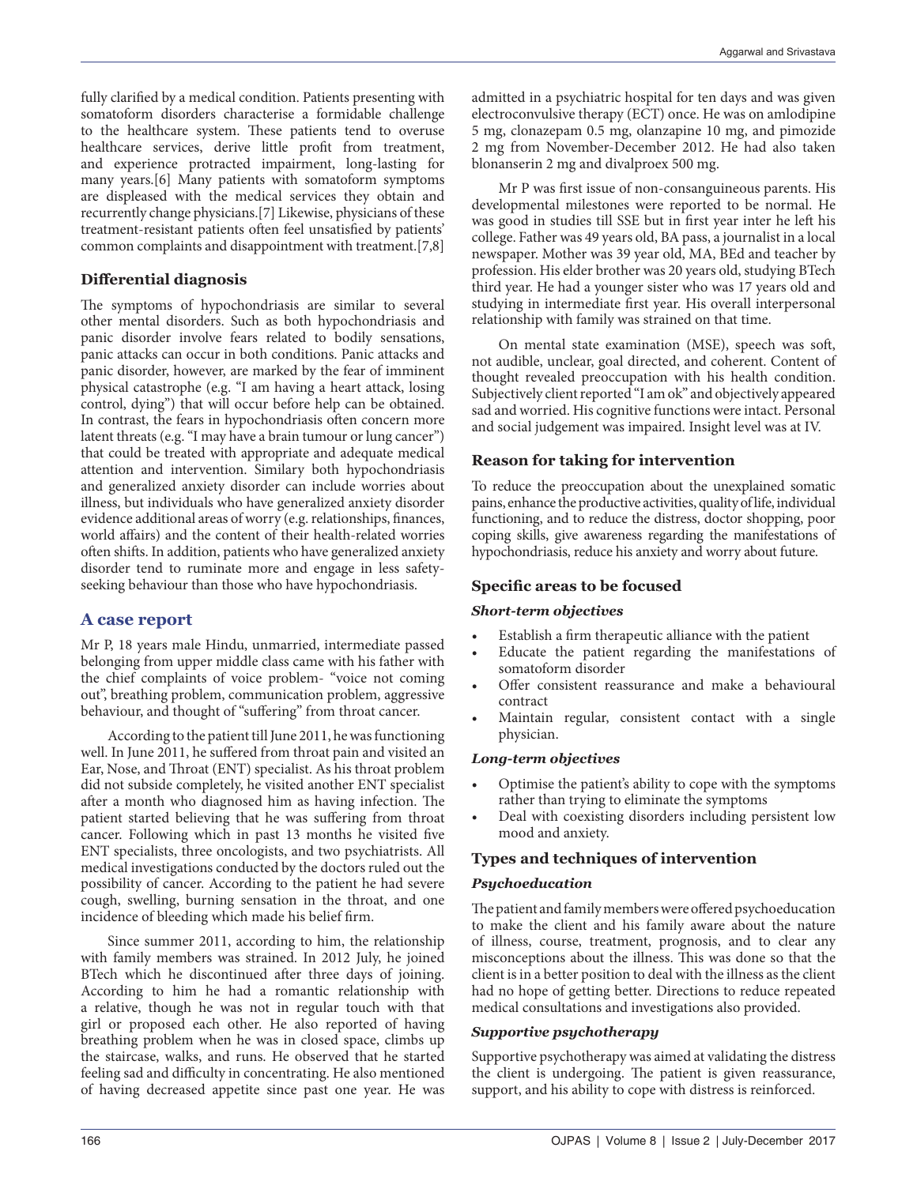fully clarified by a medical condition. Patients presenting with somatoform disorders characterise a formidable challenge to the healthcare system. These patients tend to overuse healthcare services, derive little profit from treatment, and experience protracted impairment, long-lasting for many years.[6] Many patients with somatoform symptoms are displeased with the medical services they obtain and recurrently change physicians.[7] Likewise, physicians of these treatment-resistant patients often feel unsatisfied by patients' common complaints and disappointment with treatment.[7,8]

## Differential diagnosis

The symptoms of hypochondriasis are similar to several other mental disorders. Such as both hypochondriasis and panic disorder involve fears related to bodily sensations, panic attacks can occur in both conditions. Panic attacks and panic disorder, however, are marked by the fear of imminent physical catastrophe (e.g. "I am having a heart attack, losing control, dying") that will occur before help can be obtained. In contrast, the fears in hypochondriasis often concern more latent threats (e.g. "I may have a brain tumour or lung cancer") that could be treated with appropriate and adequate medical attention and intervention. Similary both hypochondriasis and generalized anxiety disorder can include worries about illness, but individuals who have generalized anxiety disorder evidence additional areas of worry (e.g. relationships, finances, world affairs) and the content of their health-related worries often shifts. In addition, patients who have generalized anxiety disorder tend to ruminate more and engage in less safety-seeking behaviour than those who have hypochondriasis.

## A case report

Mr P, 18 years male Hindu, unmarried, intermediate passed belonging from upper middle class came with his father with the chief complaints of voice problem- "voice not coming out", breathing problem, communication problem, aggressive behaviour, and thought of "suffering" from throat cancer.

According to the patient till June 2011, he was functioning well. In June 2011, he suffered from throat pain and visited an Ear, Nose, and Throat (ENT) specialist. As his throat problem did not subside completely, he visited another ENT specialist after a month who diagnosed him as having infection. The patient started believing that he was suffering from throat cancer. Following which in past 13 months he visited five ENT specialists, three oncologists, and two psychiatrists. All medical investigations conducted by the doctors ruled out the possibility of cancer. According to the patient he had severe cough, swelling, burning sensation in the throat, and one incidence of bleeding which made his belief firm.

Since summer 2011, according to him, the relationship with family members was strained. In 2012 July, he joined BTech which he discontinued after three days of joining. According to him he had a romantic relationship with a relative, though he was not in regular touch with that girl or proposed each other. He also reported of having breathing problem when he was in closed space, climbs up the staircase, walks, and runs. He observed that he started feeling sad and difficulty in concentrating. He also mentioned of having decreased appetite since past one year. He was admitted in a psychiatric hospital for ten days and was given electroconvulsive therapy (ECT) once. He was on amlodipine 5 mg, clonazepam 0.5 mg, olanzapine 10 mg, and pimozide 2 mg from November-December 2012. He had also taken blonanserin 2 mg and divalproex 500 mg.

Mr P was first issue of non-consanguineous parents. His developmental milestones were reported to be normal. He was good in studies till SSE but in first year inter he left his college. Father was 49 years old, BA pass, a journalist in a local newspaper. Mother was 39 year old, MA, BEd and teacher by profession. His elder brother was 20 years old, studying BTech third year. He had a younger sister who was 17 years old and studying in intermediate first year. His overall interpersonal relationship with family was strained on that time.

On mental state examination (MSE), speech was soft, not audible, unclear, goal directed, and coherent. Content of thought revealed preoccupation with his health condition. Subjectively client reported "I am ok" and objectively appeared sad and worried. His cognitive functions were intact. Personal and social judgement was impaired. Insight level was at IV.

## Reason for taking for intervention

To reduce the preoccupation about the unexplained somatic pains, enhance the productive activities, quality of life, individual functioning, and to reduce the distress, doctor shopping, poor coping skills, give awareness regarding the manifestations of hypochondriasis, reduce his anxiety and worry about future.

## Specific areas to be focused

### *Short-term objectives*

- Establish a firm therapeutic alliance with the patient
- Educate the patient regarding the manifestations of somatoform disorder
- Offer consistent reassurance and make a behavioural contract
- Maintain regular, consistent contact with a single physician.

### *Long-term objectives*

- Optimise the patient's ability to cope with the symptoms rather than trying to eliminate the symptoms
- Deal with coexisting disorders including persistent low mood and anxiety.

## Types and techniques of intervention

### *Psychoeducation*

The patient and family members were offered psychoeducation to make the client and his family aware about the nature of illness, course, treatment, prognosis, and to clear any misconceptions about the illness. This was done so that the client is in a better position to deal with the illness as the client had no hope of getting better. Directions to reduce repeated medical consultations and investigations also provided.

### *Supportive psychotherapy*

Supportive psychotherapy was aimed at validating the distress the client is undergoing. The patient is given reassurance, support, and his ability to cope with distress is reinforced.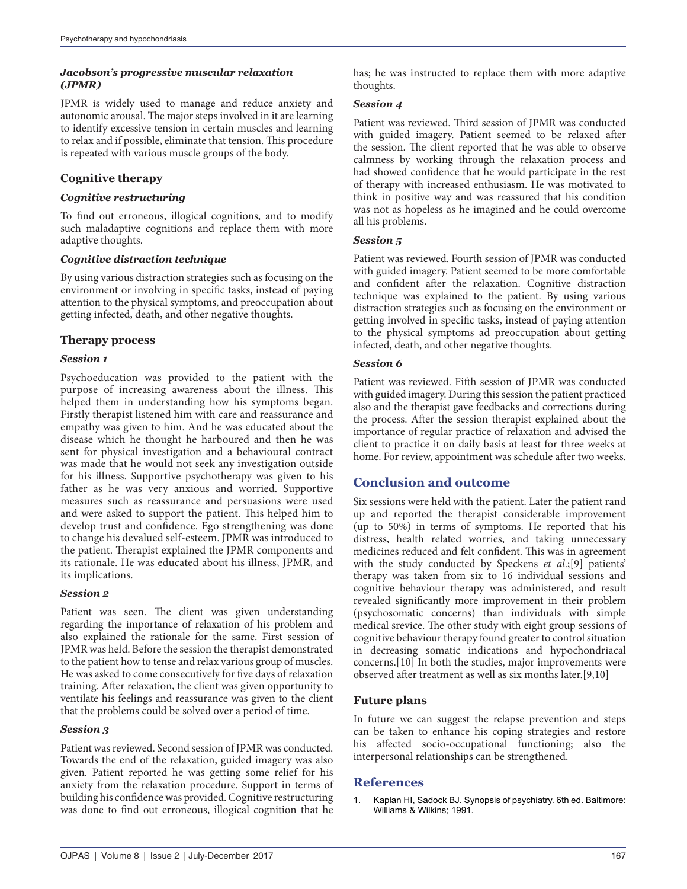#### *Jacobson's progressive muscular relaxation (JPMR)*

JPMR is widely used to manage and reduce anxiety and autonomic arousal. The major steps involved in it are learning to identify excessive tension in certain muscles and learning to relax and if possible, eliminate that tension. This procedure is repeated with various muscle groups of the body.

### Cognitive therapy

#### *Cognitive restructuring*

To find out erroneous, illogical cognitions, and to modify such maladaptive cognitions and replace them with more adaptive thoughts.

#### *Cognitive distraction technique*

By using various distraction strategies such as focusing on the environment or involving in specific tasks, instead of paying attention to the physical symptoms, and preoccupation about getting infected, death, and other negative thoughts.

### Therapy process

#### *Session 1*

Psychoeducation was provided to the patient with the purpose of increasing awareness about the illness. This helped them in understanding how his symptoms began. Firstly therapist listened him with care and reassurance and empathy was given to him. And he was educated about the disease which he thought he harboured and then he was sent for physical investigation and a behavioural contract was made that he would not seek any investigation outside for his illness. Supportive psychotherapy was given to his father as he was very anxious and worried. Supportive measures such as reassurance and persuasions were used and were asked to support the patient. This helped him to develop trust and confidence. Ego strengthening was done to change his devalued self-esteem. JPMR was introduced to the patient. Therapist explained the JPMR components and its rationale. He was educated about his illness, JPMR, and its implications.

#### *Session 2*

Patient was seen. The client was given understanding regarding the importance of relaxation of his problem and also explained the rationale for the same. First session of JPMR was held. Before the session the therapist demonstrated to the patient how to tense and relax various group of muscles. He was asked to come consecutively for five days of relaxation training. After relaxation, the client was given opportunity to ventilate his feelings and reassurance was given to the client that the problems could be solved over a period of time.

#### *Session 3*

Patient was reviewed. Second session of JPMR was conducted. Towards the end of the relaxation, guided imagery was also given. Patient reported he was getting some relief for his anxiety from the relaxation procedure. Support in terms of building his confidence was provided. Cognitive restructuring was done to find out erroneous, illogical cognition that he has; he was instructed to replace them with more adaptive thoughts.

#### *Session 4*

Patient was reviewed. Third session of JPMR was conducted with guided imagery. Patient seemed to be relaxed after the session. The client reported that he was able to observe calmness by working through the relaxation process and had showed confidence that he would participate in the rest of therapy with increased enthusiasm. He was motivated to think in positive way and was reassured that his condition was not as hopeless as he imagined and he could overcome all his problems.

#### *Session 5*

Patient was reviewed. Fourth session of JPMR was conducted with guided imagery. Patient seemed to be more comfortable and confident after the relaxation. Cognitive distraction technique was explained to the patient. By using various distraction strategies such as focusing on the environment or getting involved in specific tasks, instead of paying attention to the physical symptoms ad preoccupation about getting infected, death, and other negative thoughts.

#### *Session 6*

Patient was reviewed. Fifth session of JPMR was conducted with guided imagery. During this session the patient practiced also and the therapist gave feedbacks and corrections during the process. After the session therapist explained about the importance of regular practice of relaxation and advised the client to practice it on daily basis at least for three weeks at home. For review, appointment was schedule after two weeks.

## Conclusion and outcome

Six sessions were held with the patient. Later the patient rand up and reported the therapist considerable improvement (up to 50%) in terms of symptoms. He reported that his distress, health related worries, and taking unnecessary medicines reduced and felt confident. This was in agreement with the study conducted by Speckens *et al*.;[9] patients' therapy was taken from six to 16 individual sessions and cognitive behaviour therapy was administered, and result revealed significantly more improvement in their problem (psychosomatic concerns) than individuals with simple medical srevice. The other study with eight group sessions of cognitive behaviour therapy found greater to control situation in decreasing somatic indications and hypochondriacal concerns.[10] In both the studies, major improvements were observed after treatment as well as six months later.[9,10]

### Future plans

In future we can suggest the relapse prevention and steps can be taken to enhance his coping strategies and restore his affected socio-occupational functioning; also the interpersonal relationships can be strengthened.

## References

1. Kaplan HI, Sadock BJ. Synopsis of psychiatry. 6th ed. Baltimore: Williams & Wilkins; 1991.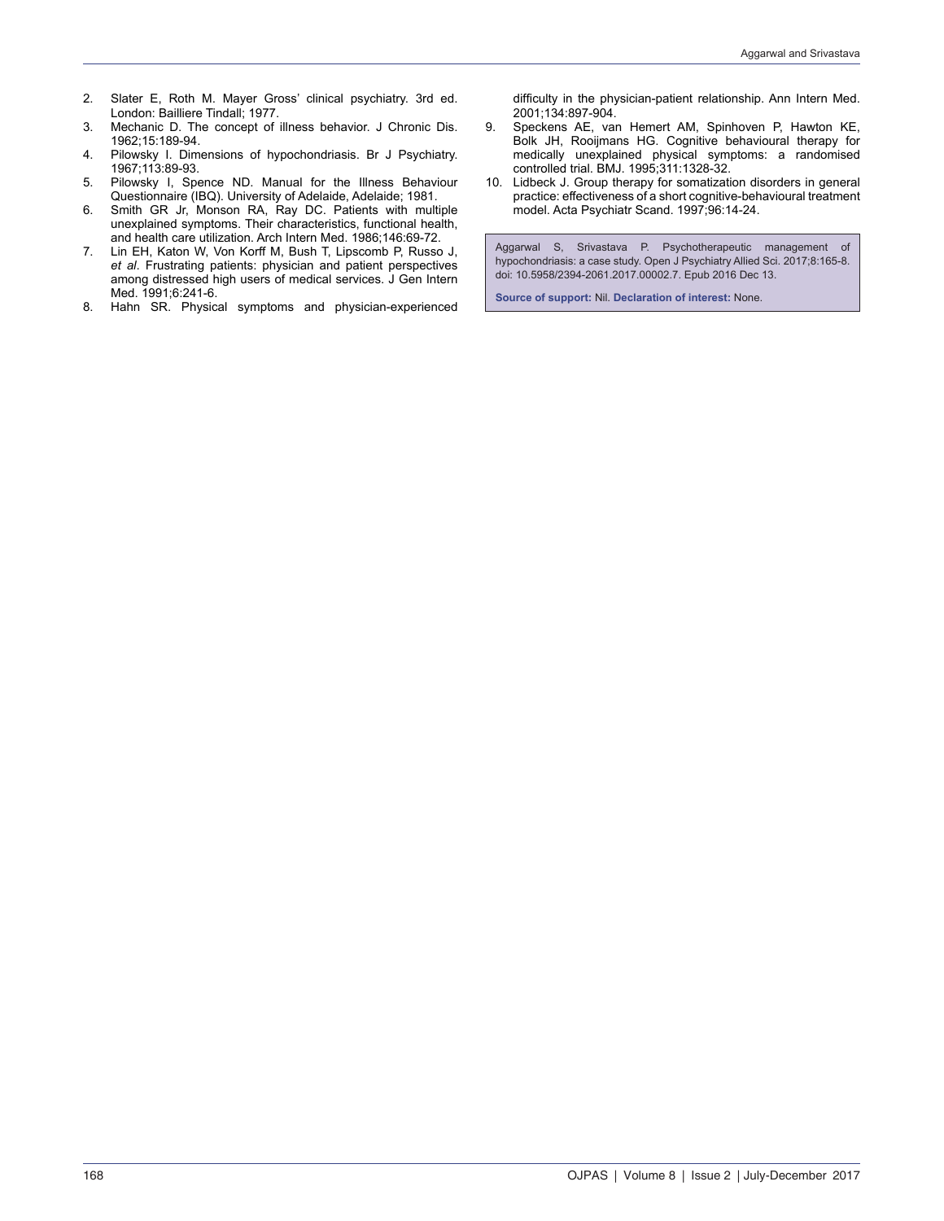2. Slater E, Roth M. Mayer Gross' clinical psychiatry. 3rd ed. London: Bailliere Tindall; 1977.
3. Mechanic D. The concept of illness behavior. J Chronic Dis. 1962;15:189-94.
4. Pilowsky I. Dimensions of hypochondriasis. Br J Psychiatry. 1967;113:89-93.
5. Pilowsky I, Spence ND. Manual for the Illness Behaviour Questionnaire (IBQ). University of Adelaide, Adelaide; 1981.
6. Smith GR Jr, Monson RA, Ray DC. Patients with multiple unexplained symptoms. Their characteristics, functional health, and health care utilization. Arch Intern Med. 1986;146:69-72.
7. Lin EH, Katon W, Von Korff M, Bush T, Lipscomb P, Russo J, *et al*. Frustrating patients: physician and patient perspectives among distressed high users of medical services. J Gen Intern Med. 1991;6:241-6.
8. Hahn SR. Physical symptoms and physician-experienced difficulty in the physician-patient relationship. Ann Intern Med. 2001;134:897-904.
9. Speckens AE, van Hemert AM, Spinhoven P, Hawton KE, Bolk JH, Rooijmans HG. Cognitive behavioural therapy for medically unexplained physical symptoms: a randomised controlled trial. BMJ. 1995;311:1328-32.
10. Lidbeck J. Group therapy for somatization disorders in general practice: effectiveness of a short cognitive-behavioural treatment model. Acta Psychiatr Scand. 1997;96:14-24.

Aggarwal S, Srivastava P. Psychotherapeutic management of hypochondriasis: a case study. Open J Psychiatry Allied Sci. 2017;8:165-8. doi: 10.5958/2394-2061.2017.00002.7. Epub 2016 Dec 13.

**Source of support:** Nil. **Declaration of interest:** None.